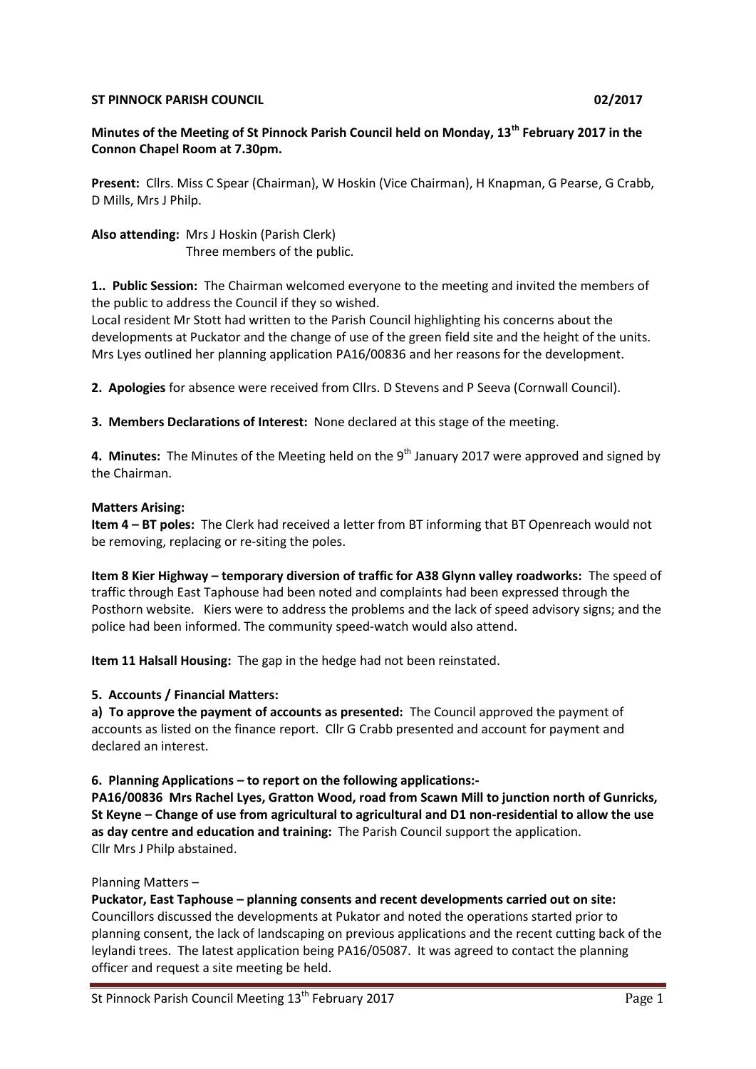**ST PINNOCK PARISH COUNCIL 02/2017**

**Minutes of the Meeting of St Pinnock Parish Council held on Monday, 13th February 2017 in the Connon Chapel Room at 7.30pm.**

**Present:** Cllrs. Miss C Spear (Chairman), W Hoskin (Vice Chairman), H Knapman, G Pearse, G Crabb, D Mills, Mrs J Philp.

**Also attending:** Mrs J Hoskin (Parish Clerk)
Three members of the public.

**1.. Public Session:** The Chairman welcomed everyone to the meeting and invited the members of the public to address the Council if they so wished.
Local resident Mr Stott had written to the Parish Council highlighting his concerns about the developments at Puckator and the change of use of the green field site and the height of the units. Mrs Lyes outlined her planning application PA16/00836 and her reasons for the development.

**2. Apologies** for absence were received from Cllrs. D Stevens and P Seeva (Cornwall Council).

**3. Members Declarations of Interest:** None declared at this stage of the meeting.

**4. Minutes:** The Minutes of the Meeting held on the 9th January 2017 were approved and signed by the Chairman.

**Matters Arising:**

**Item 4 – BT poles:** The Clerk had received a letter from BT informing that BT Openreach would not be removing, replacing or re-siting the poles.

**Item 8 Kier Highway – temporary diversion of traffic for A38 Glynn valley roadworks:** The speed of traffic through East Taphouse had been noted and complaints had been expressed through the Posthorn website. Kiers were to address the problems and the lack of speed advisory signs; and the police had been informed. The community speed-watch would also attend.

**Item 11 Halsall Housing:** The gap in the hedge had not been reinstated.

**5. Accounts / Financial Matters:**

**a) To approve the payment of accounts as presented:** The Council approved the payment of accounts as listed on the finance report. Cllr G Crabb presented and account for payment and declared an interest.

**6. Planning Applications – to report on the following applications:-**

**PA16/00836 Mrs Rachel Lyes, Gratton Wood, road from Scawn Mill to junction north of Gunricks, St Keyne – Change of use from agricultural to agricultural and D1 non-residential to allow the use as day centre and education and training:** The Parish Council support the application. Cllr Mrs J Philp abstained.

Planning Matters –

**Puckator, East Taphouse – planning consents and recent developments carried out on site:** Councillors discussed the developments at Pukator and noted the operations started prior to planning consent, the lack of landscaping on previous applications and the recent cutting back of the leylandi trees. The latest application being PA16/05087. It was agreed to contact the planning officer and request a site meeting be held.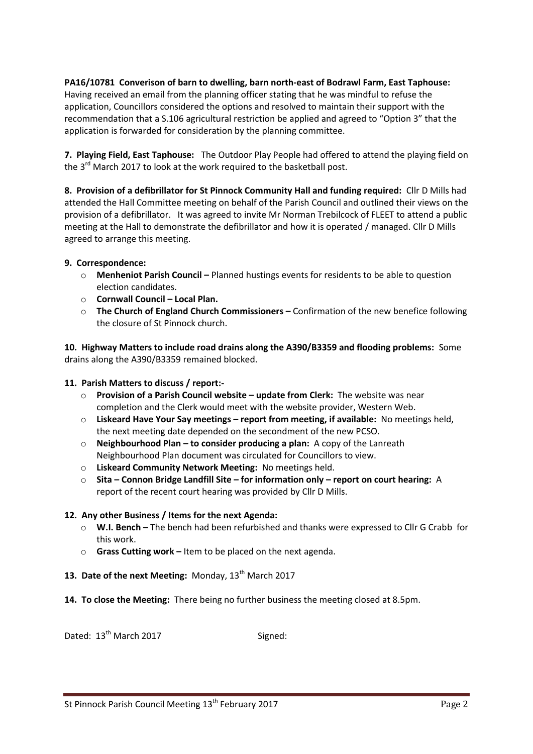**PA16/10781 Converison of barn to dwelling, barn north-east of Bodrawl Farm, East Taphouse:** Having received an email from the planning officer stating that he was mindful to refuse the application, Councillors considered the options and resolved to maintain their support with the recommendation that a S.106 agricultural restriction be applied and agreed to "Option 3" that the application is forwarded for consideration by the planning committee.

**7. Playing Field, East Taphouse:** The Outdoor Play People had offered to attend the playing field on the 3rd March 2017 to look at the work required to the basketball post.

**8. Provision of a defibrillator for St Pinnock Community Hall and funding required:** Cllr D Mills had attended the Hall Committee meeting on behalf of the Parish Council and outlined their views on the provision of a defibrillator. It was agreed to invite Mr Norman Trebilcock of FLEET to attend a public meeting at the Hall to demonstrate the defibrillator and how it is operated / managed. Cllr D Mills agreed to arrange this meeting.

**9. Correspondence:**

- **Menheniot Parish Council –** Planned hustings events for residents to be able to question election candidates.
- **Cornwall Council – Local Plan.**
- **The Church of England Church Commissioners –** Confirmation of the new benefice following the closure of St Pinnock church.

**10. Highway Matters to include road drains along the A390/B3359 and flooding problems:** Some drains along the A390/B3359 remained blocked.

**11. Parish Matters to discuss / report:-**

- **Provision of a Parish Council website – update from Clerk:** The website was near completion and the Clerk would meet with the website provider, Western Web.
- **Liskeard Have Your Say meetings – report from meeting, if available:** No meetings held, the next meeting date depended on the secondment of the new PCSO.
- **Neighbourhood Plan – to consider producing a plan:** A copy of the Lanreath Neighbourhood Plan document was circulated for Councillors to view.
- **Liskeard Community Network Meeting:** No meetings held.
- **Sita – Connon Bridge Landfill Site – for information only – report on court hearing:** A report of the recent court hearing was provided by Cllr D Mills.

**12. Any other Business / Items for the next Agenda:**

- **W.I. Bench –** The bench had been refurbished and thanks were expressed to Cllr G Crabb for this work.
- **Grass Cutting work –** Item to be placed on the next agenda.

**13. Date of the next Meeting:** Monday, 13th March 2017

**14. To close the Meeting:** There being no further business the meeting closed at 8.5pm.

Dated: 13th March 2017 Signed: